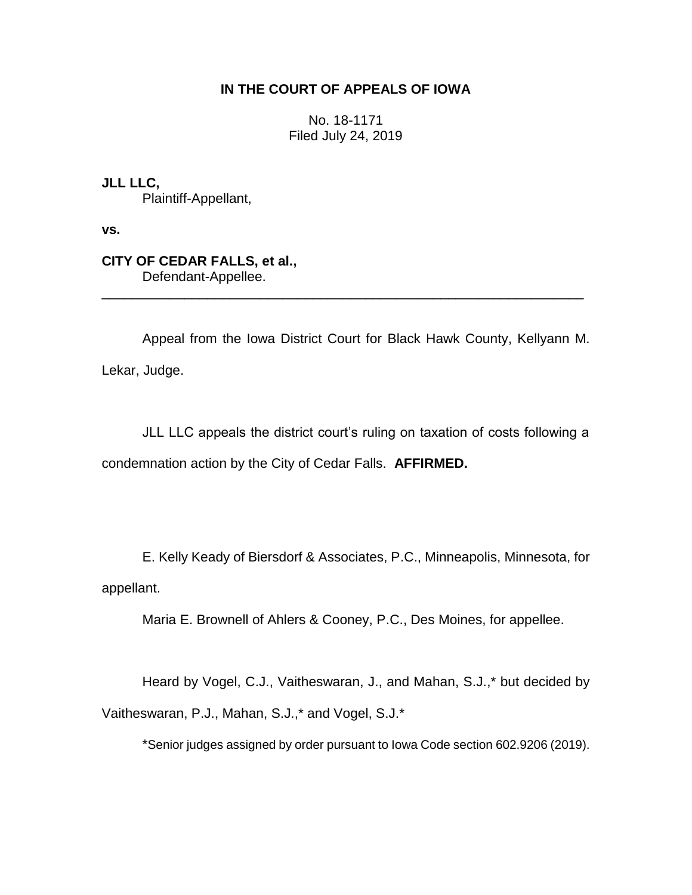# IN THE COURT OF APPEALS OF IOWA

No. 18-1171
Filed July 24, 2019

**JLL LLC,**
Plaintiff-Appellant,

**vs.**

**CITY OF CEDAR FALLS, et al.,**
Defendant-Appellee.

---

Appeal from the Iowa District Court for Black Hawk County, Kellyann M. Lekar, Judge.

JLL LLC appeals the district court's ruling on taxation of costs following a condemnation action by the City of Cedar Falls. **AFFIRMED.**

E. Kelly Keady of Biersdorf & Associates, P.C., Minneapolis, Minnesota, for appellant.

Maria E. Brownell of Ahlers & Cooney, P.C., Des Moines, for appellee.

Heard by Vogel, C.J., Vaitheswaran, J., and Mahan, S.J.,* but decided by Vaitheswaran, P.J., Mahan, S.J.,* and Vogel, S.J.*

*Senior judges assigned by order pursuant to Iowa Code section 602.9206 (2019).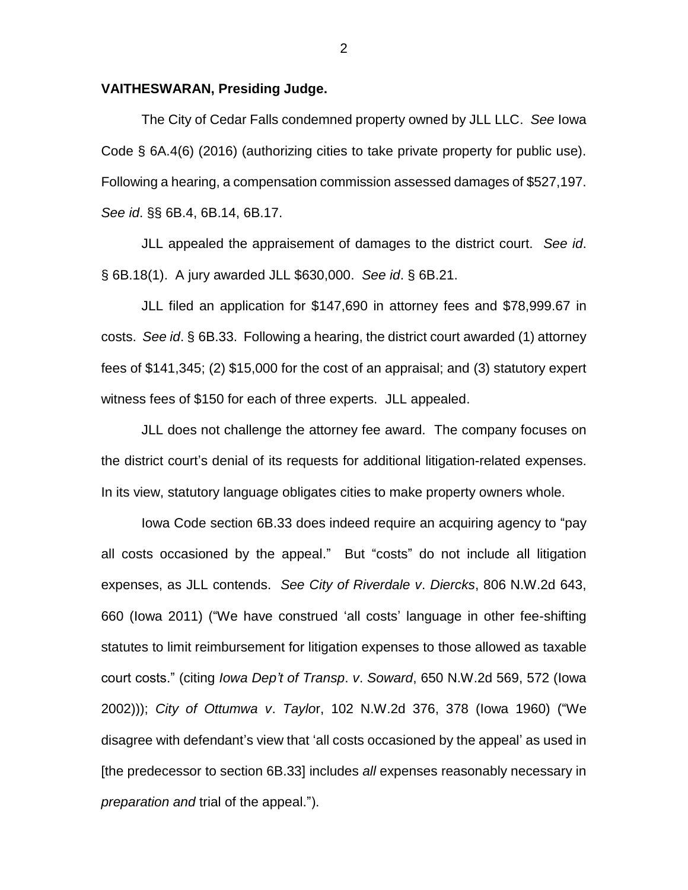**VAITHESWARAN, Presiding Judge.**

The City of Cedar Falls condemned property owned by JLL LLC. *See* Iowa Code § 6A.4(6) (2016) (authorizing cities to take private property for public use). Following a hearing, a compensation commission assessed damages of $527,197. *See id*. §§ 6B.4, 6B.14, 6B.17.

JLL appealed the appraisement of damages to the district court. *See id*. § 6B.18(1). A jury awarded JLL $630,000. *See id*. § 6B.21.

JLL filed an application for $147,690 in attorney fees and $78,999.67 in costs. *See id*. § 6B.33. Following a hearing, the district court awarded (1) attorney fees of $141,345; (2) $15,000 for the cost of an appraisal; and (3) statutory expert witness fees of $150 for each of three experts. JLL appealed.

JLL does not challenge the attorney fee award. The company focuses on the district court's denial of its requests for additional litigation-related expenses. In its view, statutory language obligates cities to make property owners whole.

Iowa Code section 6B.33 does indeed require an acquiring agency to "pay all costs occasioned by the appeal." But "costs" do not include all litigation expenses, as JLL contends. *See City of Riverdale v. Diercks*, 806 N.W.2d 643, 660 (Iowa 2011) ("We have construed 'all costs' language in other fee-shifting statutes to limit reimbursement for litigation expenses to those allowed as taxable court costs." (citing *Iowa Dep't of Transp. v. Soward*, 650 N.W.2d 569, 572 (Iowa 2002))); *City of Ottumwa v. Taylor*, 102 N.W.2d 376, 378 (Iowa 1960) ("We disagree with defendant's view that 'all costs occasioned by the appeal' as used in [the predecessor to section 6B.33] includes *all* expenses reasonably necessary in *preparation and* trial of the appeal.").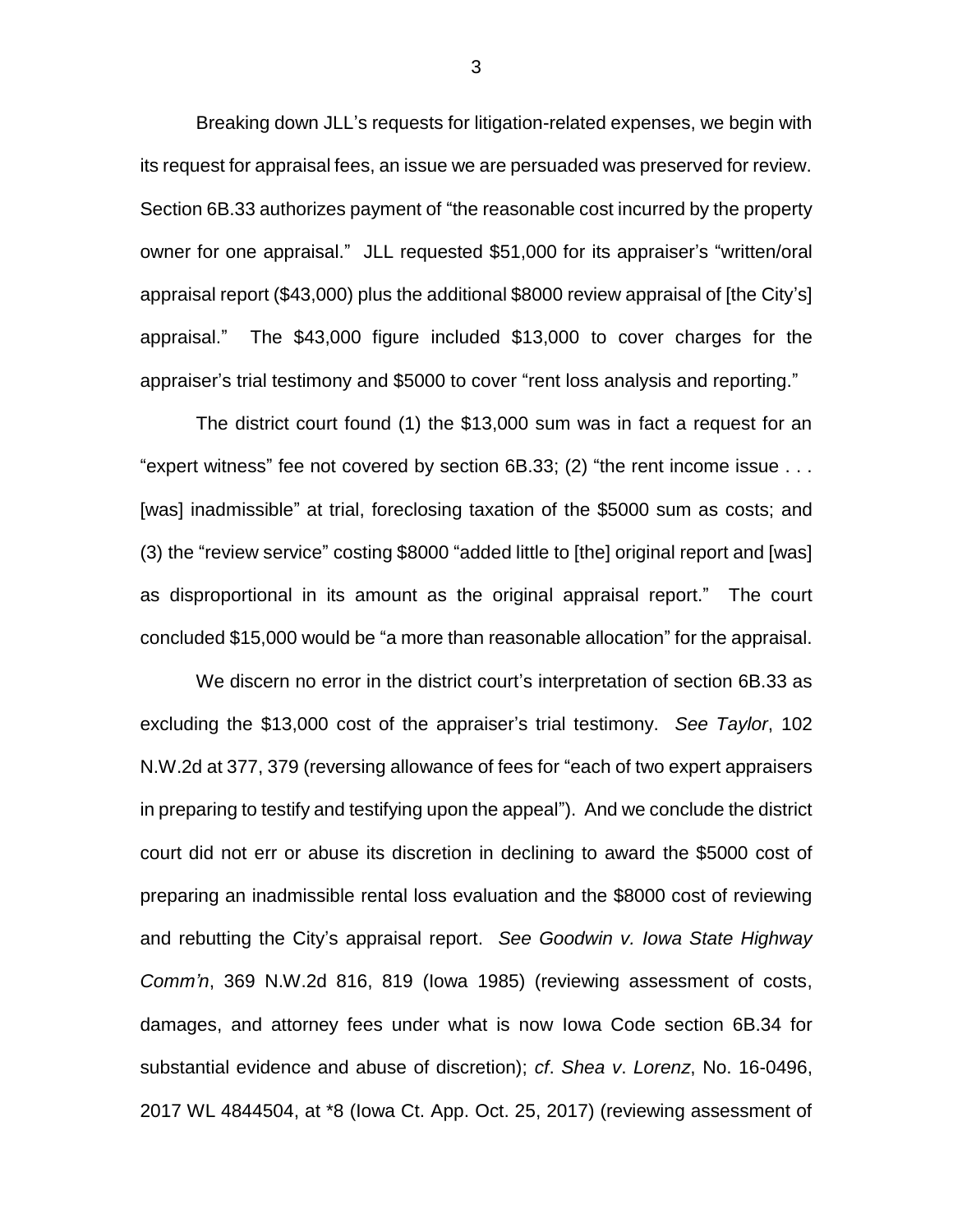Breaking down JLL's requests for litigation-related expenses, we begin with its request for appraisal fees, an issue we are persuaded was preserved for review. Section 6B.33 authorizes payment of "the reasonable cost incurred by the property owner for one appraisal." JLL requested $51,000 for its appraiser's "written/oral appraisal report ($43,000) plus the additional $8000 review appraisal of [the City's] appraisal." The $43,000 figure included $13,000 to cover charges for the appraiser's trial testimony and $5000 to cover "rent loss analysis and reporting."

The district court found (1) the $13,000 sum was in fact a request for an "expert witness" fee not covered by section 6B.33; (2) "the rent income issue . . . [was] inadmissible" at trial, foreclosing taxation of the $5000 sum as costs; and (3) the "review service" costing $8000 "added little to [the] original report and [was] as disproportional in its amount as the original appraisal report." The court concluded $15,000 would be "a more than reasonable allocation" for the appraisal.

We discern no error in the district court's interpretation of section 6B.33 as excluding the $13,000 cost of the appraiser's trial testimony. *See Taylor*, 102 N.W.2d at 377, 379 (reversing allowance of fees for "each of two expert appraisers in preparing to testify and testifying upon the appeal"). And we conclude the district court did not err or abuse its discretion in declining to award the $5000 cost of preparing an inadmissible rental loss evaluation and the $8000 cost of reviewing and rebutting the City's appraisal report. *See Goodwin v. Iowa State Highway Comm'n*, 369 N.W.2d 816, 819 (Iowa 1985) (reviewing assessment of costs, damages, and attorney fees under what is now Iowa Code section 6B.34 for substantial evidence and abuse of discretion); *cf*. *Shea v*. *Lorenz*, No. 16-0496, 2017 WL 4844504, at *8 (Iowa Ct. App. Oct. 25, 2017) (reviewing assessment of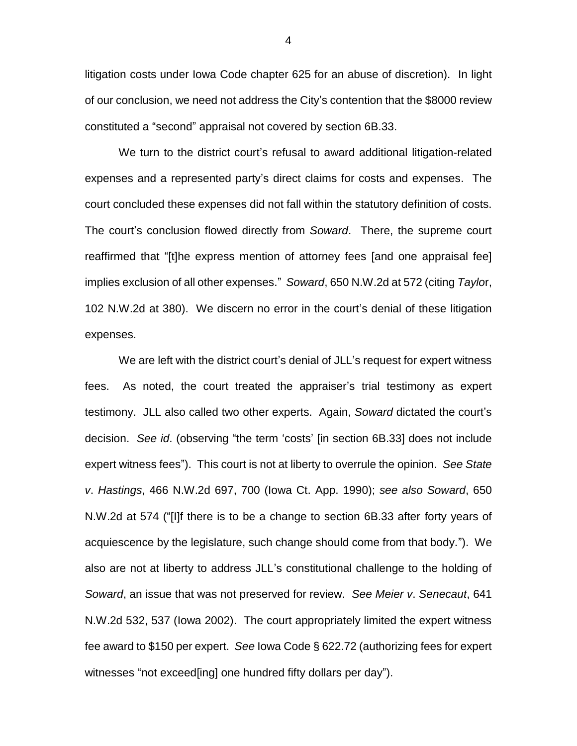litigation costs under Iowa Code chapter 625 for an abuse of discretion). In light of our conclusion, we need not address the City's contention that the $8000 review constituted a "second" appraisal not covered by section 6B.33.

We turn to the district court's refusal to award additional litigation-related expenses and a represented party's direct claims for costs and expenses. The court concluded these expenses did not fall within the statutory definition of costs. The court's conclusion flowed directly from *Soward*. There, the supreme court reaffirmed that "[t]he express mention of attorney fees [and one appraisal fee] implies exclusion of all other expenses." *Soward*, 650 N.W.2d at 572 (citing *Taylor*, 102 N.W.2d at 380). We discern no error in the court's denial of these litigation expenses.

We are left with the district court's denial of JLL's request for expert witness fees. As noted, the court treated the appraiser's trial testimony as expert testimony. JLL also called two other experts. Again, *Soward* dictated the court's decision. *See id*. (observing "the term 'costs' [in section 6B.33] does not include expert witness fees"). This court is not at liberty to overrule the opinion. *See State v. Hastings*, 466 N.W.2d 697, 700 (Iowa Ct. App. 1990); *see also Soward*, 650 N.W.2d at 574 ("[I]f there is to be a change to section 6B.33 after forty years of acquiescence by the legislature, such change should come from that body."). We also are not at liberty to address JLL's constitutional challenge to the holding of *Soward*, an issue that was not preserved for review. *See Meier v. Senecaut*, 641 N.W.2d 532, 537 (Iowa 2002). The court appropriately limited the expert witness fee award to $150 per expert. *See* Iowa Code § 622.72 (authorizing fees for expert witnesses "not exceed[ing] one hundred fifty dollars per day").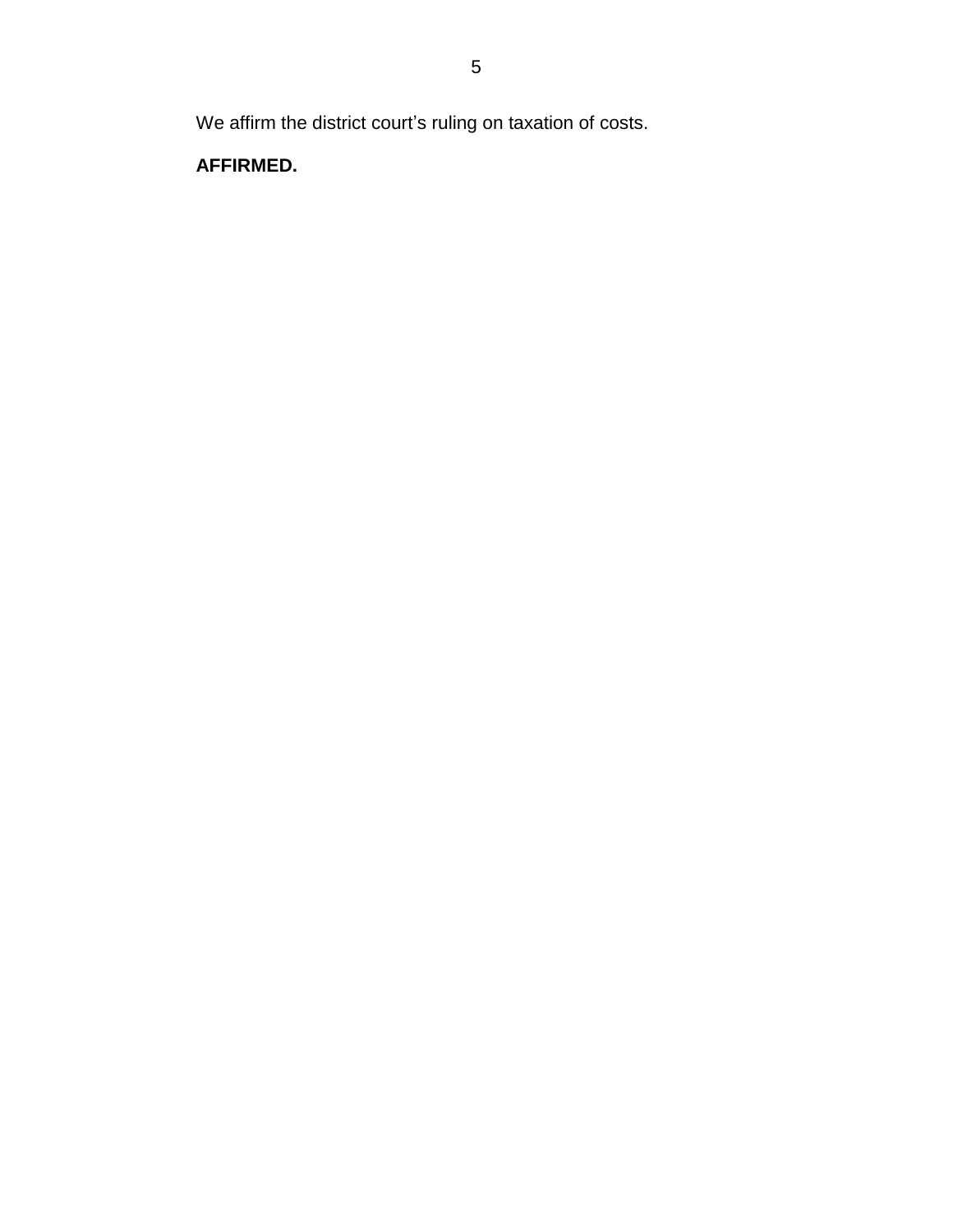We affirm the district court’s ruling on taxation of costs.

**AFFIRMED.**